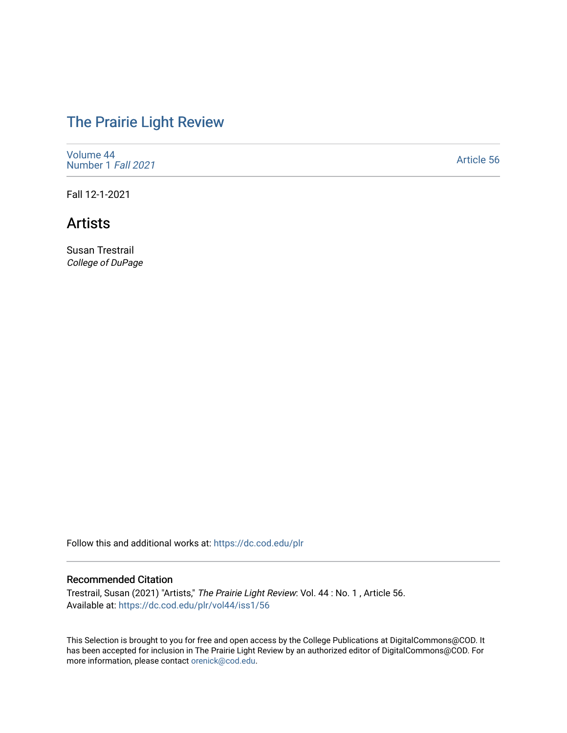# The Prairie Light Review

Volume 44
Number 1 *Fall 2021*

Article 56

Fall 12-1-2021

## Artists

Susan Trestrail
*College of DuPage*

Follow this and additional works at: https://dc.cod.edu/plr

### Recommended Citation

Trestrail, Susan (2021) "Artists," *The Prairie Light Review*: Vol. 44 : No. 1 , Article 56.
Available at: https://dc.cod.edu/plr/vol44/iss1/56

This Selection is brought to you for free and open access by the College Publications at DigitalCommons@COD. It has been accepted for inclusion in The Prairie Light Review by an authorized editor of DigitalCommons@COD. For more information, please contact orenick@cod.edu.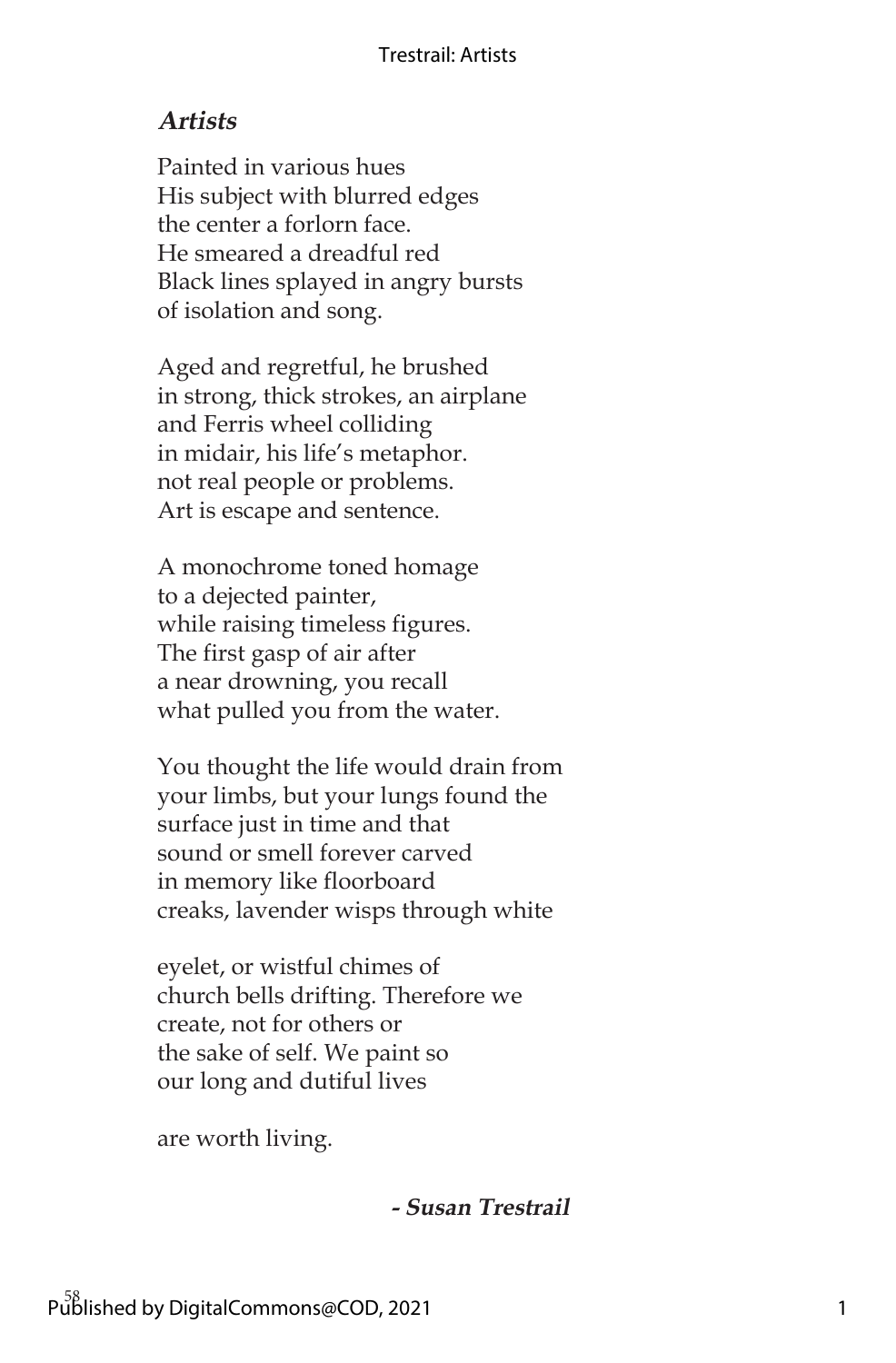## *Artists*

Painted in various hues  
His subject with blurred edges  
the center a forlorn face.  
He smeared a dreadful red  
Black lines splayed in angry bursts  
of isolation and song.

Aged and regretful, he brushed  
in strong, thick strokes, an airplane  
and Ferris wheel colliding  
in midair, his life's metaphor.  
not real people or problems.  
Art is escape and sentence.

A monochrome toned homage  
to a dejected painter,  
while raising timeless figures.  
The first gasp of air after  
a near drowning, you recall  
what pulled you from the water.

You thought the life would drain from  
your limbs, but your lungs found the  
surface just in time and that  
sound or smell forever carved  
in memory like floorboard  
creaks, lavender wisps through white

eyelet, or wistful chimes of  
church bells drifting. Therefore we  
create, not for others or  
the sake of self. We paint so  
our long and dutiful lives

are worth living.

***- Susan Trestrail***